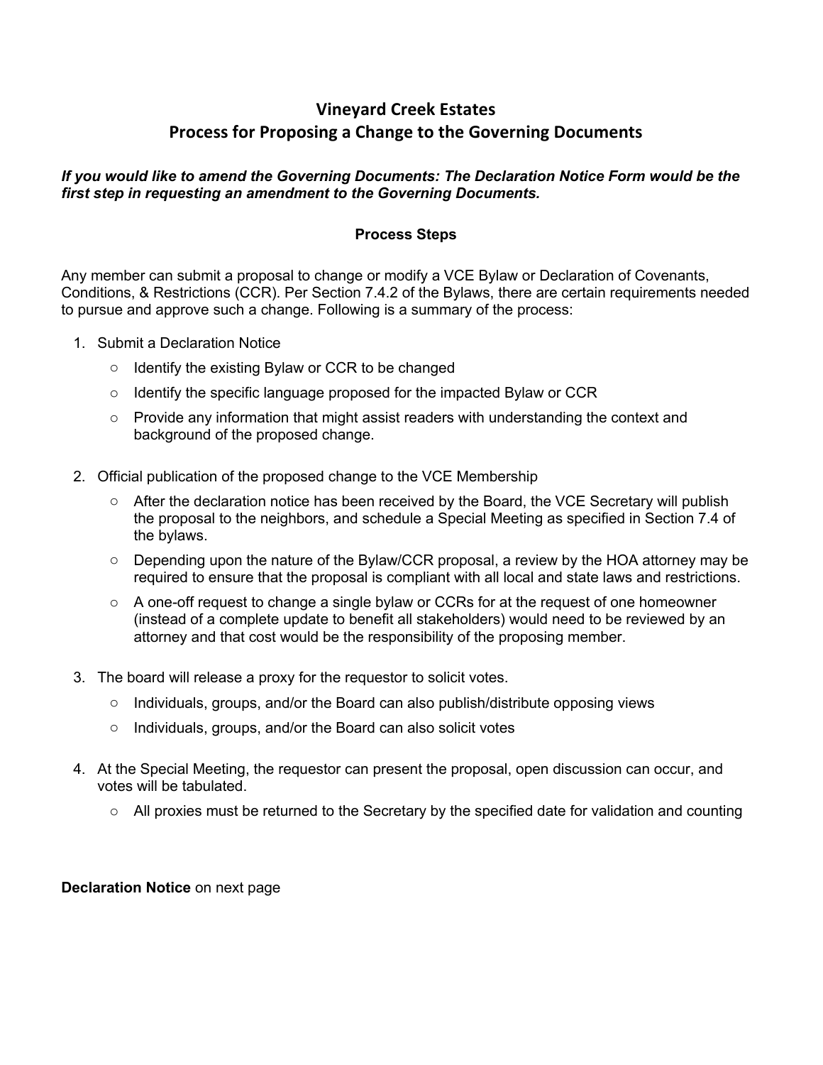# Vineyard Creek Estates
# Process for Proposing a Change to the Governing Documents

***If you would like to amend the Governing Documents: The Declaration Notice Form would be the first step in requesting an amendment to the Governing Documents.***

**Process Steps**

Any member can submit a proposal to change or modify a VCE Bylaw or Declaration of Covenants, Conditions, & Restrictions (CCR). Per Section 7.4.2 of the Bylaws, there are certain requirements needed to pursue and approve such a change. Following is a summary of the process:

1. Submit a Declaration Notice
    - Identify the existing Bylaw or CCR to be changed
    - Identify the specific language proposed for the impacted Bylaw or CCR
    - Provide any information that might assist readers with understanding the context and background of the proposed change.

2. Official publication of the proposed change to the VCE Membership
    - After the declaration notice has been received by the Board, the VCE Secretary will publish the proposal to the neighbors, and schedule a Special Meeting as specified in Section 7.4 of the bylaws.
    - Depending upon the nature of the Bylaw/CCR proposal, a review by the HOA attorney may be required to ensure that the proposal is compliant with all local and state laws and restrictions.
    - A one-off request to change a single bylaw or CCRs for at the request of one homeowner (instead of a complete update to benefit all stakeholders) would need to be reviewed by an attorney and that cost would be the responsibility of the proposing member.

3. The board will release a proxy for the requestor to solicit votes.
    - Individuals, groups, and/or the Board can also publish/distribute opposing views
    - Individuals, groups, and/or the Board can also solicit votes

4. At the Special Meeting, the requestor can present the proposal, open discussion can occur, and votes will be tabulated.
    - All proxies must be returned to the Secretary by the specified date for validation and counting

**Declaration Notice** on next page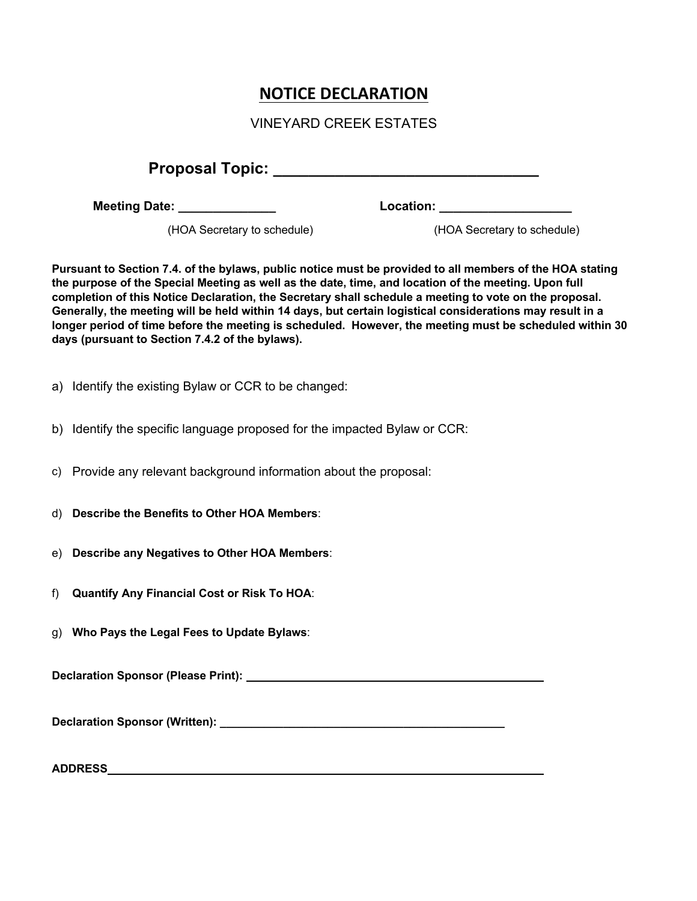# NOTICE DECLARATION

VINEYARD CREEK ESTATES

## Proposal Topic: ________________________________

**Meeting Date:** ______________ (HOA Secretary to schedule)

**Location:** ___________________ (HOA Secretary to schedule)

**Pursuant to Section 7.4. of the bylaws, public notice must be provided to all members of the HOA stating the purpose of the Special Meeting as well as the date, time, and location of the meeting. Upon full completion of this Notice Declaration, the Secretary shall schedule a meeting to vote on the proposal. Generally, the meeting will be held within 14 days, but certain logistical considerations may result in a longer period of time before the meeting is scheduled. However, the meeting must be scheduled within 30 days (pursuant to Section 7.4.2 of the bylaws).**

a) Identify the existing Bylaw or CCR to be changed:

b) Identify the specific language proposed for the impacted Bylaw or CCR:

c) Provide any relevant background information about the proposal:

d) **Describe the Benefits to Other HOA Members**:

e) **Describe any Negatives to Other HOA Members**:

f) **Quantify Any Financial Cost or Risk To HOA**:

g) **Who Pays the Legal Fees to Update Bylaws**:

**Declaration Sponsor (Please Print):** ______________________________________________

**Declaration Sponsor (Written):** ______________________________________________

**ADDRESS**______________________________________________________________